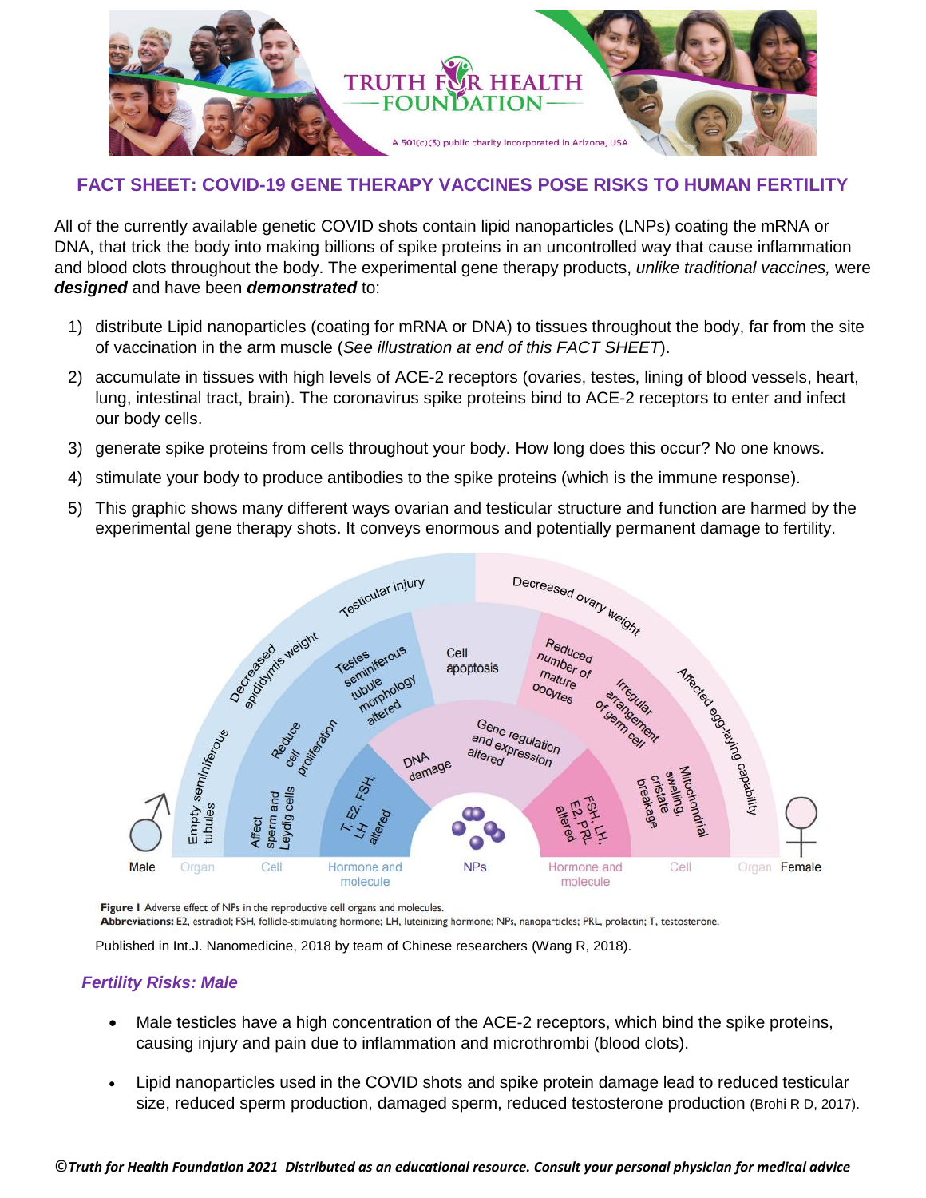TRUTH FOR HEALTH FOUNDATION

A 501(c)(3) public charity incorporated in Arizona, USA

## FACT SHEET: COVID-19 GENE THERAPY VACCINES POSE RISKS TO HUMAN FERTILITY

All of the currently available genetic COVID shots contain lipid nanoparticles (LNPs) coating the mRNA or DNA, that trick the body into making billions of spike proteins in an uncontrolled way that cause inflammation and blood clots throughout the body. The experimental gene therapy products, *unlike traditional vaccines,* were ***designed*** and have been ***demonstrated*** to:

1) distribute Lipid nanoparticles (coating for mRNA or DNA) to tissues throughout the body, far from the site of vaccination in the arm muscle (*See illustration at end of this FACT SHEET*).
2) accumulate in tissues with high levels of ACE-2 receptors (ovaries, testes, lining of blood vessels, heart, lung, intestinal tract, brain). The coronavirus spike proteins bind to ACE-2 receptors to enter and infect our body cells.
3) generate spike proteins from cells throughout your body. How long does this occur? No one knows.
4) stimulate your body to produce antibodies to the spike proteins (which is the immune response).
5) This graphic shows many different ways ovarian and testicular structure and function are harmed by the experimental gene therapy shots. It conveys enormous and potentially permanent damage to fertility.

**Figure 1** Adverse effect of NPs in the reproductive cell organs and molecules.
**Abbreviations:** E2, estradiol; FSH, follicle-stimulating hormone; LH, luteinizing hormone; NPs, nanoparticles; PRL, prolactin; T, testosterone.

Published in Int.J. Nanomedicine, 2018 by team of Chinese researchers (Wang R, 2018).

### *Fertility Risks: Male*

- Male testicles have a high concentration of the ACE-2 receptors, which bind the spike proteins, causing injury and pain due to inflammation and microthrombi (blood clots).
- Lipid nanoparticles used in the COVID shots and spike protein damage lead to reduced testicular size, reduced sperm production, damaged sperm, reduced testosterone production (Brohi R D, 2017).

*©Truth for Health Foundation 2021 Distributed as an educational resource. Consult your personal physician for medical advice*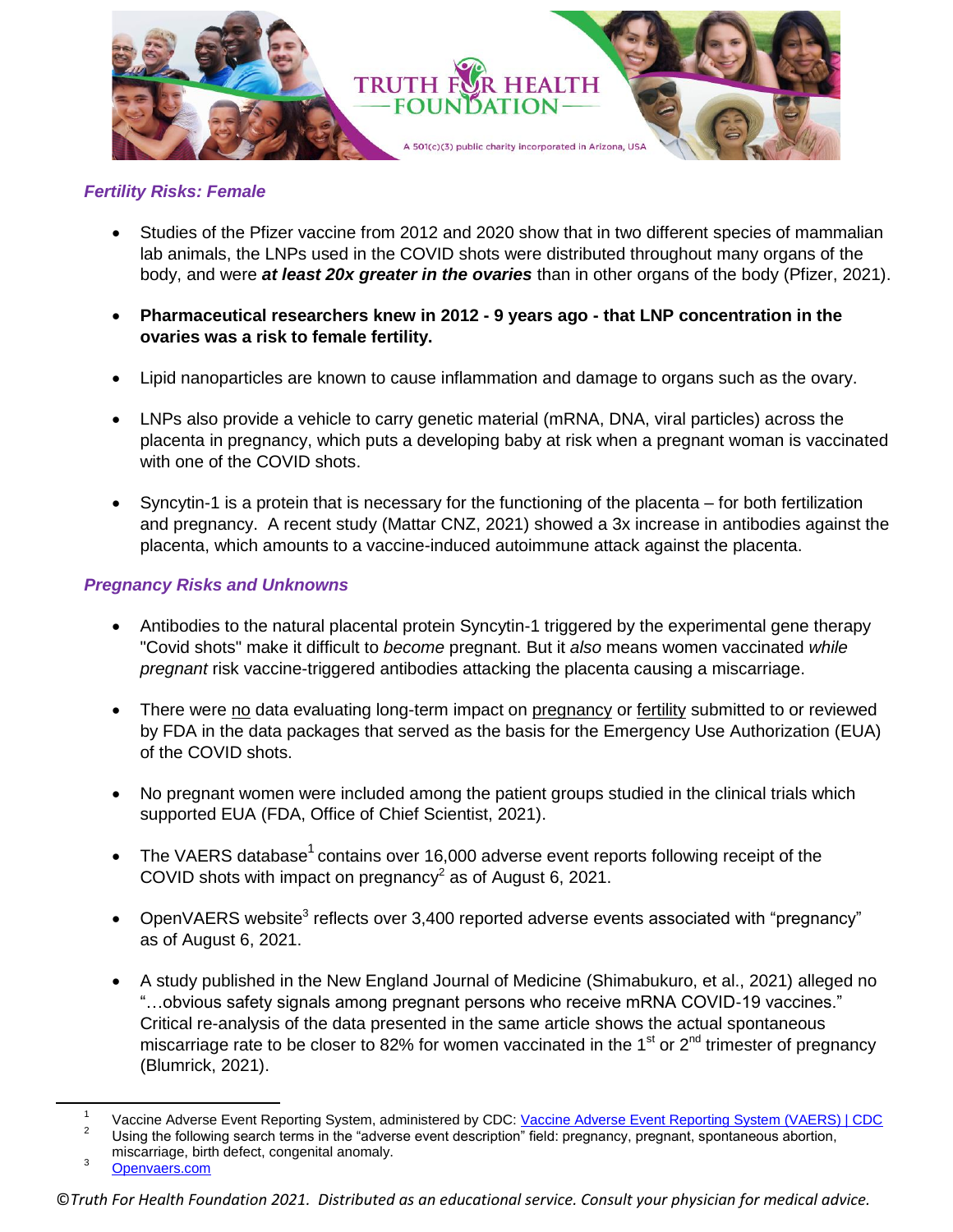### *Fertility Risks: Female*

- Studies of the Pfizer vaccine from 2012 and 2020 show that in two different species of mammalian lab animals, the LNPs used in the COVID shots were distributed throughout many organs of the body, and were ***at least 20x greater in the ovaries*** than in other organs of the body (Pfizer, 2021).

- **Pharmaceutical researchers knew in 2012 - 9 years ago - that LNP concentration in the ovaries was a risk to female fertility.**

- Lipid nanoparticles are known to cause inflammation and damage to organs such as the ovary.

- LNPs also provide a vehicle to carry genetic material (mRNA, DNA, viral particles) across the placenta in pregnancy, which puts a developing baby at risk when a pregnant woman is vaccinated with one of the COVID shots.

- Syncytin-1 is a protein that is necessary for the functioning of the placenta – for both fertilization and pregnancy. A recent study (Mattar CNZ, 2021) showed a 3x increase in antibodies against the placenta, which amounts to a vaccine-induced autoimmune attack against the placenta.

### *Pregnancy Risks and Unknowns*

- Antibodies to the natural placental protein Syncytin-1 triggered by the experimental gene therapy "Covid shots" make it difficult to *become* pregnant. But it *also* means women vaccinated *while pregnant* risk vaccine-triggered antibodies attacking the placenta causing a miscarriage.

- There were no data evaluating long-term impact on pregnancy or fertility submitted to or reviewed by FDA in the data packages that served as the basis for the Emergency Use Authorization (EUA) of the COVID shots.

- No pregnant women were included among the patient groups studied in the clinical trials which supported EUA (FDA, Office of Chief Scientist, 2021).

- The VAERS database[1] contains over 16,000 adverse event reports following receipt of the COVID shots with impact on pregnancy[2] as of August 6, 2021.

- OpenVAERS website[3] reflects over 3,400 reported adverse events associated with "pregnancy" as of August 6, 2021.

- A study published in the New England Journal of Medicine (Shimabukuro, et al., 2021) alleged no "…obvious safety signals among pregnant persons who receive mRNA COVID-19 vaccines." Critical re-analysis of the data presented in the same article shows the actual spontaneous miscarriage rate to be closer to 82% for women vaccinated in the 1st or 2nd trimester of pregnancy (Blumrick, 2021).

---

[1] Vaccine Adverse Event Reporting System, administered by CDC: Vaccine Adverse Event Reporting System (VAERS) | CDC

[2] Using the following search terms in the "adverse event description" field: pregnancy, pregnant, spontaneous abortion, miscarriage, birth defect, congenital anomaly.

[3] Openvaers.com

©*Truth For Health Foundation 2021. Distributed as an educational service. Consult your physician for medical advice.*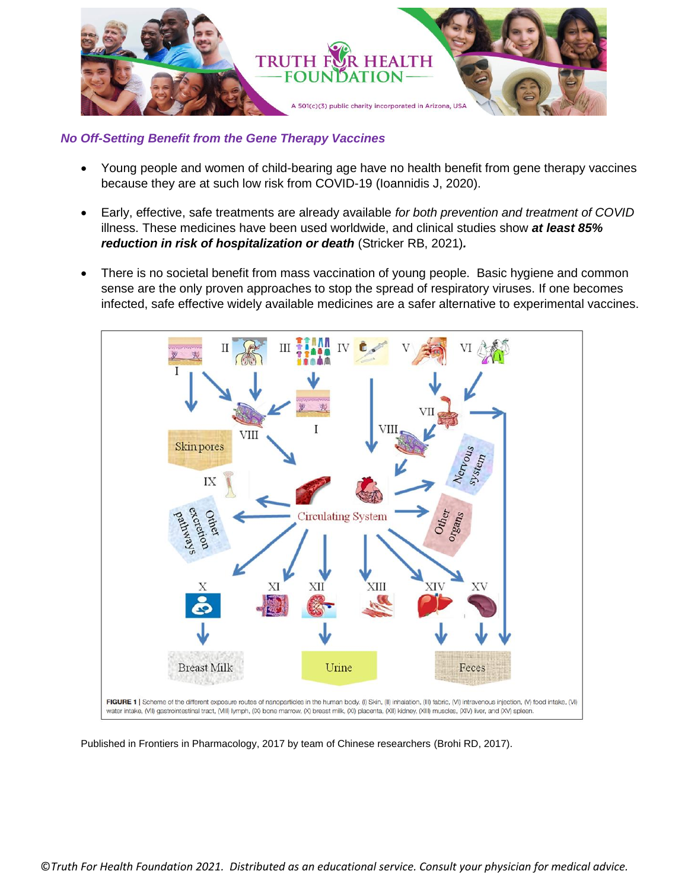*No Off-Setting Benefit from the Gene Therapy Vaccines*

- Young people and women of child-bearing age have no health benefit from gene therapy vaccines because they are at such low risk from COVID-19 (Ioannidis J, 2020).
- Early, effective, safe treatments are already available *for both prevention and treatment of COVID* illness. These medicines have been used worldwide, and clinical studies show ***at least 85% reduction in risk of hospitalization or death*** (Stricker RB, 2021)***.***
- There is no societal benefit from mass vaccination of young people. Basic hygiene and common sense are the only proven approaches to stop the spread of respiratory viruses. If one becomes infected, safe effective widely available medicines are a safer alternative to experimental vaccines.

**FIGURE 1** | Scheme of the different exposure routes of nanoparticles in the human body. (I) Skin, (II) inhalation, (III) fabric, (VI) intravenous injection, (V) food intake, (VI) water intake, (VII) gastrointestinal tract, (VIII) lymph, (IX) bone marrow, (X) breast milk, (XI) placenta, (XII) kidney, (XIII) muscles, (XIV) liver, and (XV) spleen.

Published in Frontiers in Pharmacology, 2017 by team of Chinese researchers (Brohi RD, 2017).

©*Truth For Health Foundation 2021. Distributed as an educational service. Consult your physician for medical advice.*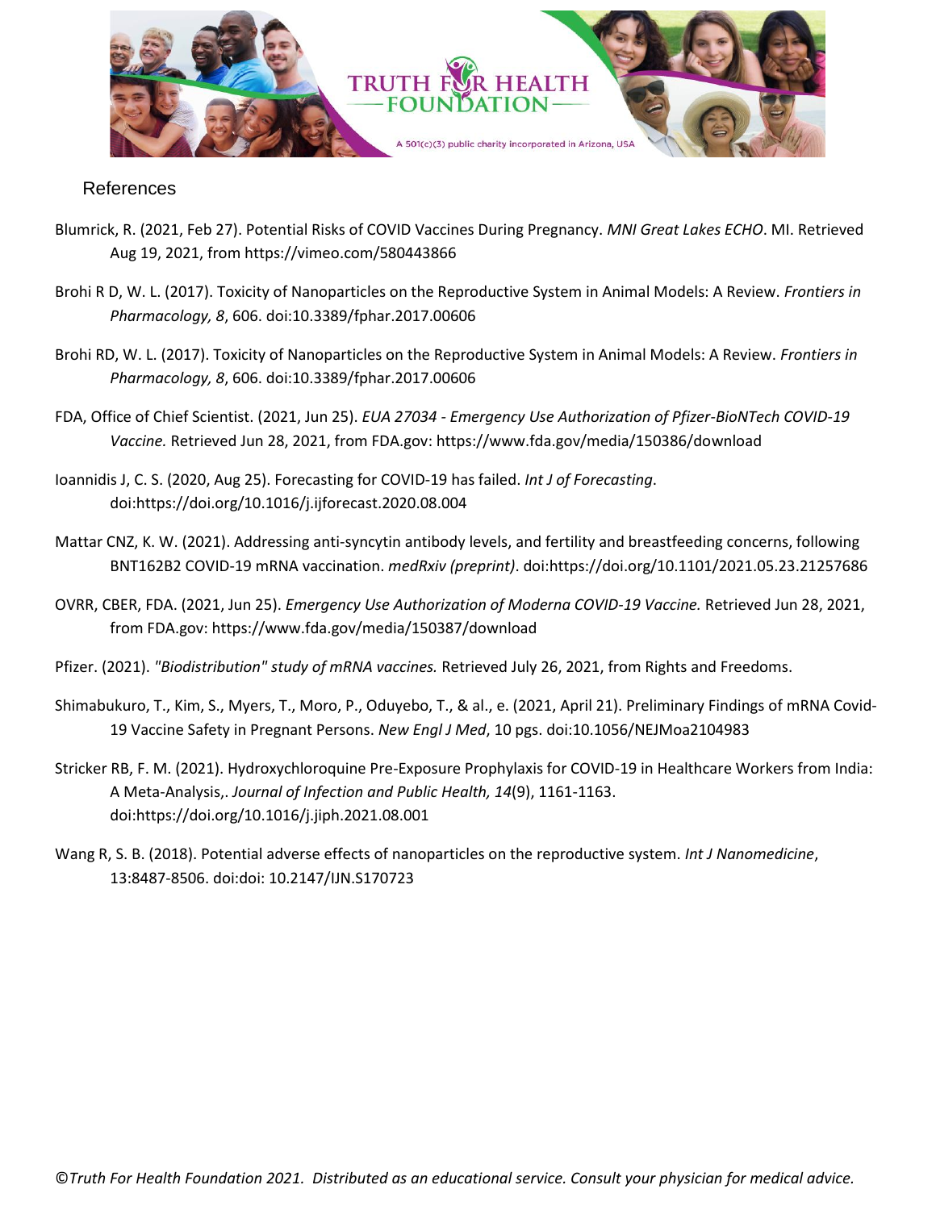## References

Blumrick, R. (2021, Feb 27). Potential Risks of COVID Vaccines During Pregnancy. *MNI Great Lakes ECHO*. MI. Retrieved Aug 19, 2021, from https://vimeo.com/580443866

Brohi R D, W. L. (2017). Toxicity of Nanoparticles on the Reproductive System in Animal Models: A Review. *Frontiers in Pharmacology, 8*, 606. doi:10.3389/fphar.2017.00606

Brohi RD, W. L. (2017). Toxicity of Nanoparticles on the Reproductive System in Animal Models: A Review. *Frontiers in Pharmacology, 8*, 606. doi:10.3389/fphar.2017.00606

FDA, Office of Chief Scientist. (2021, Jun 25). *EUA 27034 - Emergency Use Authorization of Pfizer-BioNTech COVID-19 Vaccine.* Retrieved Jun 28, 2021, from FDA.gov: https://www.fda.gov/media/150386/download

Ioannidis J, C. S. (2020, Aug 25). Forecasting for COVID-19 has failed. *Int J of Forecasting*. doi:https://doi.org/10.1016/j.ijforecast.2020.08.004

Mattar CNZ, K. W. (2021). Addressing anti-syncytin antibody levels, and fertility and breastfeeding concerns, following BNT162B2 COVID-19 mRNA vaccination. *medRxiv (preprint)*. doi:https://doi.org/10.1101/2021.05.23.21257686

OVRR, CBER, FDA. (2021, Jun 25). *Emergency Use Authorization of Moderna COVID-19 Vaccine.* Retrieved Jun 28, 2021, from FDA.gov: https://www.fda.gov/media/150387/download

Pfizer. (2021). *"Biodistribution" study of mRNA vaccines.* Retrieved July 26, 2021, from Rights and Freedoms.

Shimabukuro, T., Kim, S., Myers, T., Moro, P., Oduyebo, T., & al., e. (2021, April 21). Preliminary Findings of mRNA Covid-19 Vaccine Safety in Pregnant Persons. *New Engl J Med*, 10 pgs. doi:10.1056/NEJMoa2104983

Stricker RB, F. M. (2021). Hydroxychloroquine Pre-Exposure Prophylaxis for COVID-19 in Healthcare Workers from India: A Meta-Analysis,. *Journal of Infection and Public Health, 14*(9), 1161-1163. doi:https://doi.org/10.1016/j.jiph.2021.08.001

Wang R, S. B. (2018). Potential adverse effects of nanoparticles on the reproductive system. *Int J Nanomedicine*, 13:8487-8506. doi:doi: 10.2147/IJN.S170723